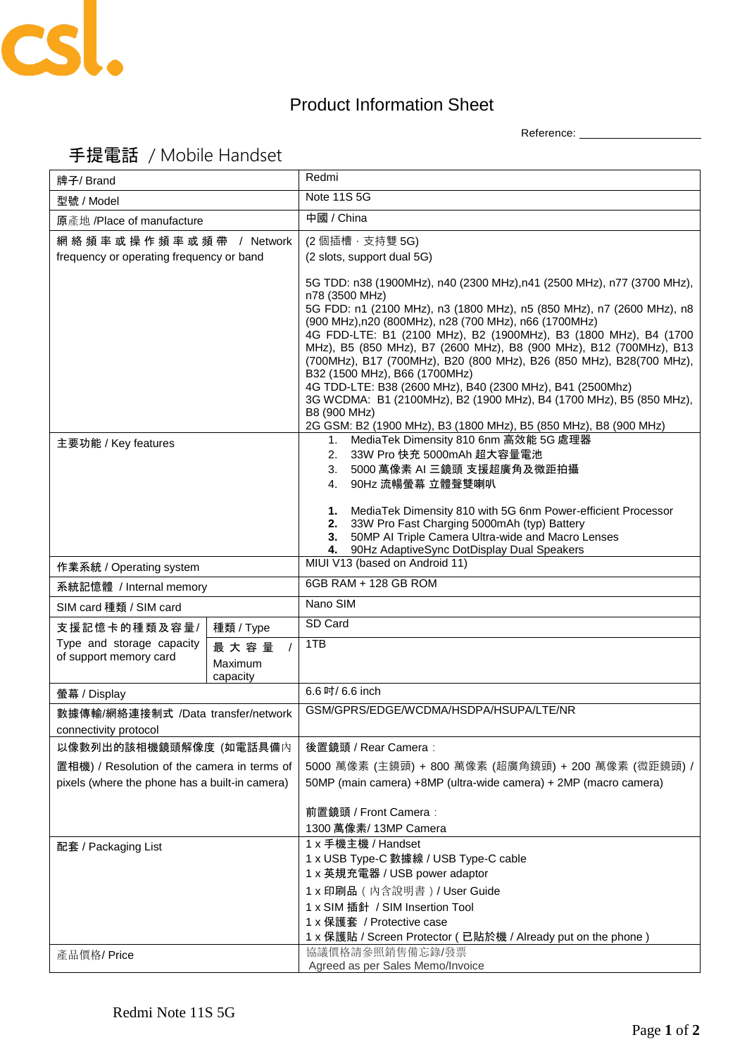csl.

# Product Information Sheet

Reference: ____________________

## 手提電話 / Mobile Handset

| | | |
|---|---|---|
| 牌子/ Brand | | Redmi |
| 型號 / Model | | Note 11S 5G |
| 原產地 /Place of manufacture | | 中國 / China |
| 網絡頻率或操作頻率或頻帶 / Network frequency or operating frequency or band | | (2 個插槽，支持雙 5G)<br>(2 slots, support dual 5G)<br><br>5G TDD: n38 (1900MHz), n40 (2300 MHz),n41 (2500 MHz), n77 (3700 MHz), n78 (3500 MHz)<br>5G FDD: n1 (2100 MHz), n3 (1800 MHz), n5 (850 MHz), n7 (2600 MHz), n8 (900 MHz),n20 (800MHz), n28 (700 MHz), n66 (1700MHz)<br>4G FDD-LTE: B1 (2100 MHz), B2 (1900MHz), B3 (1800 MHz), B4 (1700 MHz), B5 (850 MHz), B7 (2600 MHz), B8 (900 MHz), B12 (700MHz), B13 (700MHz), B17 (700MHz), B20 (800 MHz), B26 (850 MHz), B28(700 MHz), B32 (1500 MHz), B66 (1700MHz)<br>4G TDD-LTE: B38 (2600 MHz), B40 (2300 MHz), B41 (2500Mhz)<br>3G WCDMA: B1 (2100MHz), B2 (1900 MHz), B4 (1700 MHz), B5 (850 MHz), B8 (900 MHz)<br>2G GSM: B2 (1900 MHz), B3 (1800 MHz), B5 (850 MHz), B8 (900 MHz) |
| 主要功能 / Key features | | 1. MediaTek Dimensity 810 6nm 高效能 5G 處理器<br>2. 33W Pro 快充 5000mAh 超大容量電池<br>3. 5000 萬像素 AI 三鏡頭 支援超廣角及微距拍攝<br>4. 90Hz 流暢螢幕 立體聲雙喇叭<br><br>**1.** MediaTek Dimensity 810 with 5G 6nm Power-efficient Processor<br>**2.** 33W Pro Fast Charging 5000mAh (typ) Battery<br>**3.** 50MP AI Triple Camera Ultra-wide and Macro Lenses<br>**4.** 90Hz AdaptiveSync DotDisplay Dual Speakers |
| 作業系統 / Operating system | | MIUI V13 (based on Android 11) |
| 系統記憶體 / Internal memory | | 6GB RAM + 128 GB ROM |
| SIM card 種類 / SIM card | | Nano SIM |
| 支援記憶卡的種類及容量/ Type and storage capacity of support memory card | 種類 / Type | SD Card |
| | 最大容量 / Maximum capacity | 1TB |
| 螢幕 / Display | | 6.6 吋/ 6.6 inch |
| 數據傳輸/網絡連接制式 /Data transfer/network connectivity protocol | | GSM/GPRS/EDGE/WCDMA/HSDPA/HSUPA/LTE/NR |
| 以像數列出的該相機鏡頭解像度 (如電話具備內置相機) / Resolution of the camera in terms of pixels (where the phone has a built-in camera) | | 後置鏡頭 / Rear Camera：<br>5000 萬像素 (主鏡頭) + 800 萬像素 (超廣角鏡頭) + 200 萬像素 (微距鏡頭) / 50MP (main camera) +8MP (ultra-wide camera) + 2MP (macro camera)<br><br>前置鏡頭 / Front Camera：<br>1300 萬像素/ 13MP Camera |
| 配套 / Packaging List | | 1 x 手機主機 / Handset<br>1 x USB Type-C 數據線 / USB Type-C cable<br>1 x 英規充電器 / USB power adaptor<br>1 x 印刷品（內含說明書）/ User Guide<br>1 x SIM 插針 / SIM Insertion Tool<br>1 x 保護套 / Protective case<br>1 x 保護貼 / Screen Protector ( 已貼於機 / Already put on the phone ) |
| 產品價格/ Price | | 協議價格請參照銷售備忘錄/發票<br>Agreed as per Sales Memo/Invoice |

Redmi Note 11S 5G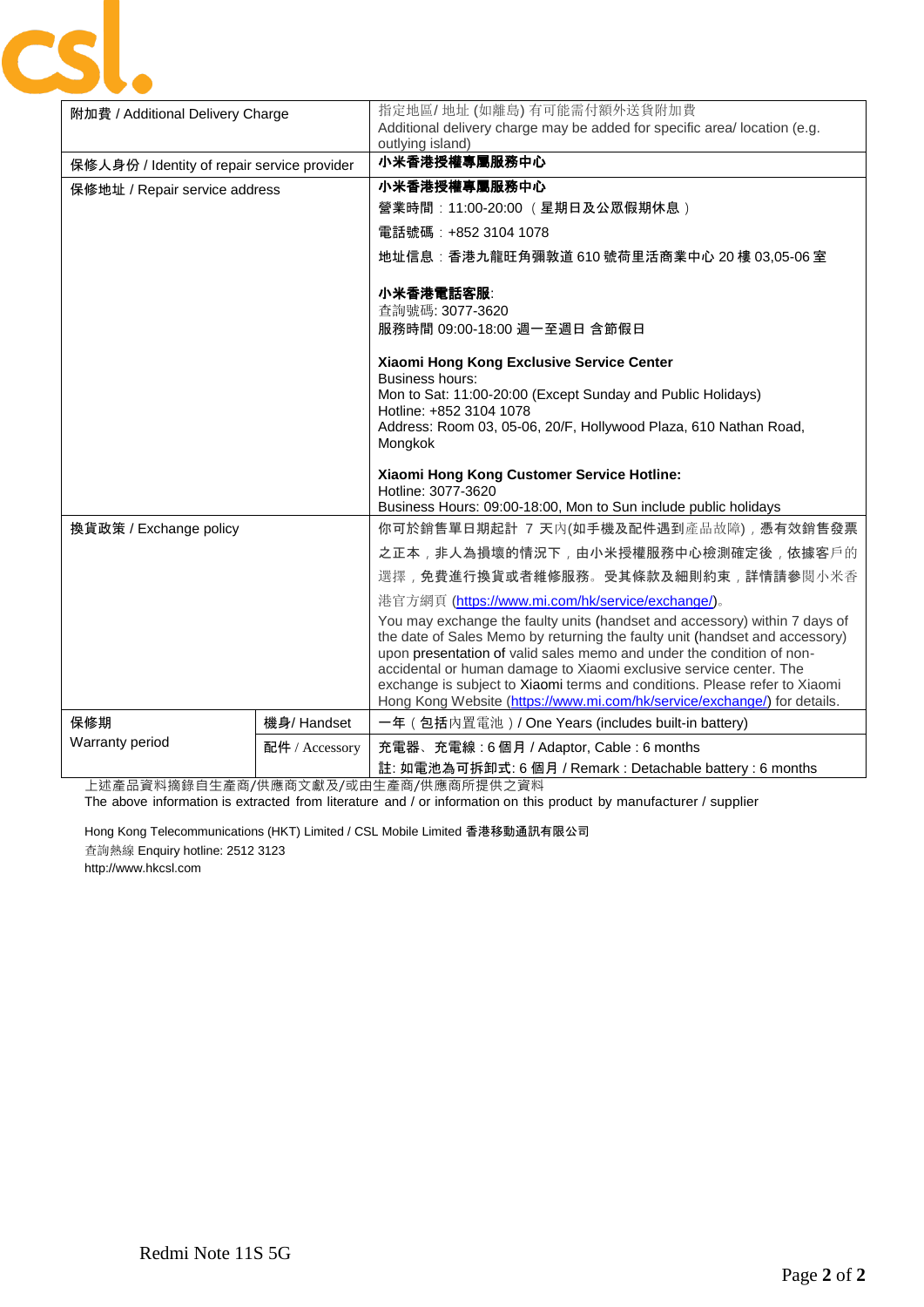| | | |
|---|---|---|
| 附加費 / Additional Delivery Charge | | 指定地區/ 地址 (如離島) 有可能需付額外送貨附加費<br>Additional delivery charge may be added for specific area/ location (e.g. outlying island) |
| 保修人身份 / Identity of repair service provider | | **小米香港授權專屬服務中心** |
| 保修地址 / Repair service address | | **小米香港授權專屬服務中心**<br>營業時間：11:00-20:00 （星期日及公眾假期休息）<br>電話號碼：+852 3104 1078<br>地址信息：香港九龍旺角彌敦道 610 號荷里活商業中心 20 樓 03,05-06 室<br><br>**小米香港電話客服**:<br>查詢號碼: 3077-3620<br>服務時間 09:00-18:00 週一至週日 含節假日<br><br>**Xiaomi Hong Kong Exclusive Service Center**<br>Business hours:<br>Mon to Sat: 11:00-20:00 (Except Sunday and Public Holidays)<br>Hotline: +852 3104 1078<br>Address: Room 03, 05-06, 20/F, Hollywood Plaza, 610 Nathan Road, Mongkok<br><br>**Xiaomi Hong Kong Customer Service Hotline:**<br>Hotline: 3077-3620<br>Business Hours: 09:00-18:00, Mon to Sun include public holidays |
| 換貨政策 / Exchange policy | | 你可於銷售單日期起計 7 天內(如手機及配件遇到產品故障)，憑有效銷售發票之正本，非人為損壞的情況下，由小米授權服務中心檢測確定後，依據客戶的選擇，免費進行換貨或者維修服務。受其條款及細則約束，詳情請參閱小米香港官方網頁 (https://www.mi.com/hk/service/exchange/)。<br>You may exchange the faulty units (handset and accessory) within 7 days of the date of Sales Memo by returning the faulty unit (handset and accessory) upon presentation of valid sales memo and under the condition of non-accidental or human damage to Xiaomi exclusive service center. The exchange is subject to Xiaomi terms and conditions. Please refer to Xiaomi Hong Kong Website (https://www.mi.com/hk/service/exchange/) for details. |
| 保修期<br>Warranty period | 機身/ Handset | 一年（包括內置電池）/ One Years (includes built-in battery) |
| | 配件 / Accessory | 充電器、充電線 : 6 個月 / Adaptor, Cable : 6 months<br>註: 如電池為可拆卸式: 6 個月 / Remark : Detachable battery : 6 months |

上述產品資料摘錄自生產商/供應商文獻及/或由生產商/供應商所提供之資料
The above information is extracted from literature and / or information on this product by manufacturer / supplier

Hong Kong Telecommunications (HKT) Limited / CSL Mobile Limited 香港移動通訊有限公司
查詢熱線 Enquiry hotline: 2512 3123
http://www.hkcsl.com

Redmi Note 11S 5G